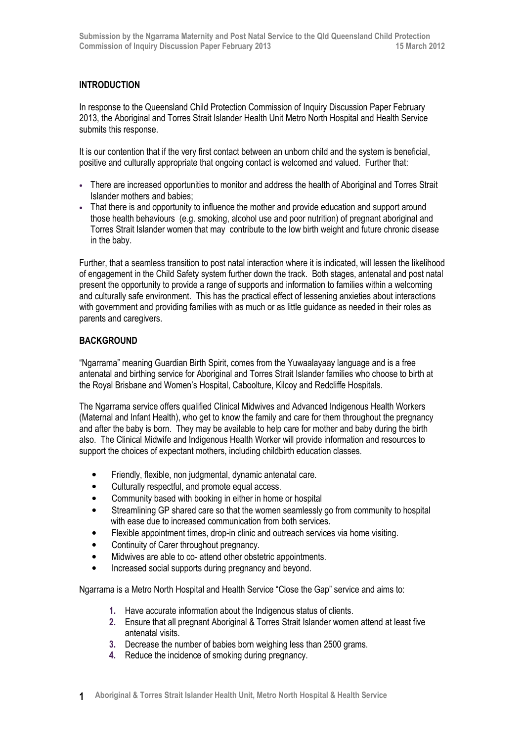## INTRODUCTION

In response to the Queensland Child Protection Commission of Inquiry Discussion Paper February 2013, the Aboriginal and Torres Strait Islander Health Unit Metro North Hospital and Health Service submits this response.

It is our contention that if the very first contact between an unborn child and the system is beneficial, positive and culturally appropriate that ongoing contact is welcomed and valued. Further that:

- There are increased opportunities to monitor and address the health of Aboriginal and Torres Strait Islander mothers and babies;
- That there is and opportunity to influence the mother and provide education and support around those health behaviours (e.g. smoking, alcohol use and poor nutrition) of pregnant aboriginal and Torres Strait Islander women that may contribute to the low birth weight and future chronic disease in the baby.

Further, that a seamless transition to post natal interaction where it is indicated, will lessen the likelihood of engagement in the Child Safety system further down the track. Both stages, antenatal and post natal present the opportunity to provide a range of supports and information to families within a welcoming and culturally safe environment. This has the practical effect of lessening anxieties about interactions with government and providing families with as much or as little guidance as needed in their roles as parents and caregivers.

## BACKGROUND

"Ngarrama" meaning Guardian Birth Spirit, comes from the Yuwaalayaay language and is a free antenatal and birthing service for Aboriginal and Torres Strait Islander families who choose to birth at the Royal Brisbane and Women's Hospital, Caboolture, Kilcoy and Redcliffe Hospitals.

The Ngarrama service offers qualified Clinical Midwives and Advanced Indigenous Health Workers (Maternal and Infant Health), who get to know the family and care for them throughout the pregnancy and after the baby is born. They may be available to help care for mother and baby during the birth also. The Clinical Midwife and Indigenous Health Worker will provide information and resources to support the choices of expectant mothers, including childbirth education classes.

- Friendly, flexible, non judgmental, dynamic antenatal care.
- Culturally respectful, and promote equal access.
- Community based with booking in either in home or hospital
- Streamlining GP shared care so that the women seamlessly go from community to hospital with ease due to increased communication from both services.
- Flexible appointment times, drop-in clinic and outreach services via home visiting.
- Continuity of Carer throughout pregnancy.
- Midwives are able to co- attend other obstetric appointments.
- Increased social supports during pregnancy and beyond.

Ngarrama is a Metro North Hospital and Health Service "Close the Gap" service and aims to:

1. Have accurate information about the Indigenous status of clients.
2. Ensure that all pregnant Aboriginal & Torres Strait Islander women attend at least five antenatal visits.
3. Decrease the number of babies born weighing less than 2500 grams.
4. Reduce the incidence of smoking during pregnancy.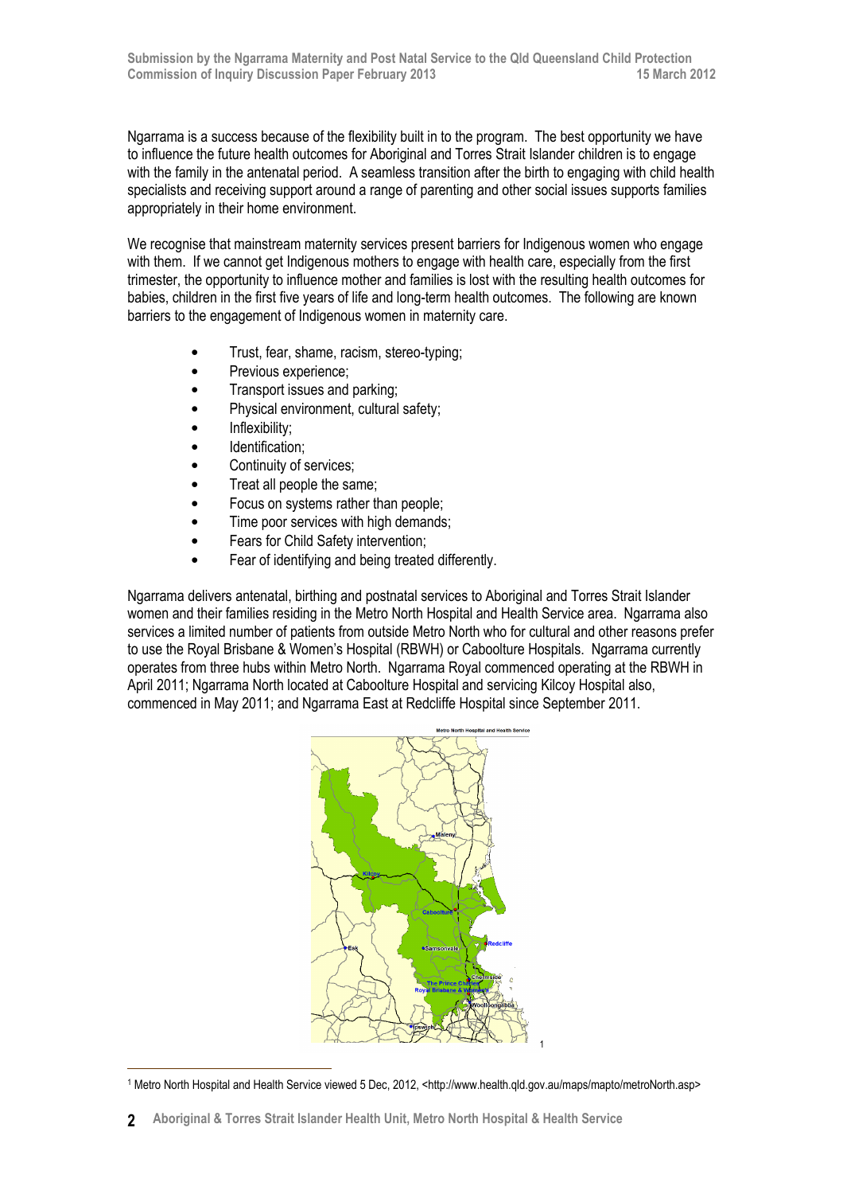Ngarrama is a success because of the flexibility built in to the program. The best opportunity we have to influence the future health outcomes for Aboriginal and Torres Strait Islander children is to engage with the family in the antenatal period. A seamless transition after the birth to engaging with child health specialists and receiving support around a range of parenting and other social issues supports families appropriately in their home environment.

We recognise that mainstream maternity services present barriers for Indigenous women who engage with them. If we cannot get Indigenous mothers to engage with health care, especially from the first trimester, the opportunity to influence mother and families is lost with the resulting health outcomes for babies, children in the first five years of life and long-term health outcomes. The following are known barriers to the engagement of Indigenous women in maternity care.

- Trust, fear, shame, racism, stereo-typing;
- Previous experience;
- Transport issues and parking;
- Physical environment, cultural safety;
- Inflexibility;
- Identification;
- Continuity of services;
- Treat all people the same;
- Focus on systems rather than people;
- Time poor services with high demands;
- Fears for Child Safety intervention;
- Fear of identifying and being treated differently.

Ngarrama delivers antenatal, birthing and postnatal services to Aboriginal and Torres Strait Islander women and their families residing in the Metro North Hospital and Health Service area. Ngarrama also services a limited number of patients from outside Metro North who for cultural and other reasons prefer to use the Royal Brisbane & Women's Hospital (RBWH) or Caboolture Hospitals. Ngarrama currently operates from three hubs within Metro North. Ngarrama Royal commenced operating at the RBWH in April 2011; Ngarrama North located at Caboolture Hospital and servicing Kilcoy Hospital also, commenced in May 2011; and Ngarrama East at Redcliffe Hospital since September 2011.

[1]

[1] Metro North Hospital and Health Service viewed 5 Dec, 2012, <http://www.health.qld.gov.au/maps/mapto/metroNorth.asp>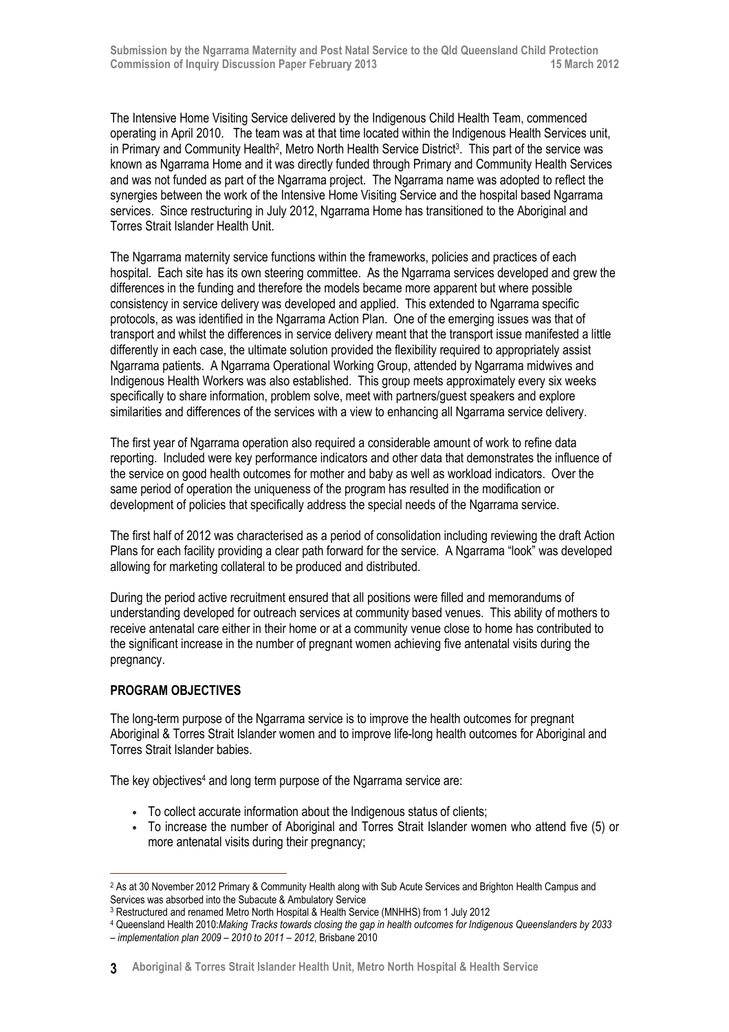The Intensive Home Visiting Service delivered by the Indigenous Child Health Team, commenced operating in April 2010. The team was at that time located within the Indigenous Health Services unit, in Primary and Community Health[2], Metro North Health Service District[3]. This part of the service was known as Ngarrama Home and it was directly funded through Primary and Community Health Services and was not funded as part of the Ngarrama project. The Ngarrama name was adopted to reflect the synergies between the work of the Intensive Home Visiting Service and the hospital based Ngarrama services. Since restructuring in July 2012, Ngarrama Home has transitioned to the Aboriginal and Torres Strait Islander Health Unit.

The Ngarrama maternity service functions within the frameworks, policies and practices of each hospital. Each site has its own steering committee. As the Ngarrama services developed and grew the differences in the funding and therefore the models became more apparent but where possible consistency in service delivery was developed and applied. This extended to Ngarrama specific protocols, as was identified in the Ngarrama Action Plan. One of the emerging issues was that of transport and whilst the differences in service delivery meant that the transport issue manifested a little differently in each case, the ultimate solution provided the flexibility required to appropriately assist Ngarrama patients. A Ngarrama Operational Working Group, attended by Ngarrama midwives and Indigenous Health Workers was also established. This group meets approximately every six weeks specifically to share information, problem solve, meet with partners/guest speakers and explore similarities and differences of the services with a view to enhancing all Ngarrama service delivery.

The first year of Ngarrama operation also required a considerable amount of work to refine data reporting. Included were key performance indicators and other data that demonstrates the influence of the service on good health outcomes for mother and baby as well as workload indicators. Over the same period of operation the uniqueness of the program has resulted in the modification or development of policies that specifically address the special needs of the Ngarrama service.

The first half of 2012 was characterised as a period of consolidation including reviewing the draft Action Plans for each facility providing a clear path forward for the service. A Ngarrama "look" was developed allowing for marketing collateral to be produced and distributed.

During the period active recruitment ensured that all positions were filled and memorandums of understanding developed for outreach services at community based venues. This ability of mothers to receive antenatal care either in their home or at a community venue close to home has contributed to the significant increase in the number of pregnant women achieving five antenatal visits during the pregnancy.

**PROGRAM OBJECTIVES**

The long-term purpose of the Ngarrama service is to improve the health outcomes for pregnant Aboriginal & Torres Strait Islander women and to improve life-long health outcomes for Aboriginal and Torres Strait Islander babies.

The key objectives[4] and long term purpose of the Ngarrama service are:

- To collect accurate information about the Indigenous status of clients;
- To increase the number of Aboriginal and Torres Strait Islander women who attend five (5) or more antenatal visits during their pregnancy;

---

[2] As at 30 November 2012 Primary & Community Health along with Sub Acute Services and Brighton Health Campus and Services was absorbed into the Subacute & Ambulatory Service

[3] Restructured and renamed Metro North Hospital & Health Service (MNHHS) from 1 July 2012

[4] Queensland Health 2010:*Making Tracks towards closing the gap in health outcomes for Indigenous Queenslanders by 2033 – implementation plan 2009 – 2010 to 2011 – 2012*, Brisbane 2010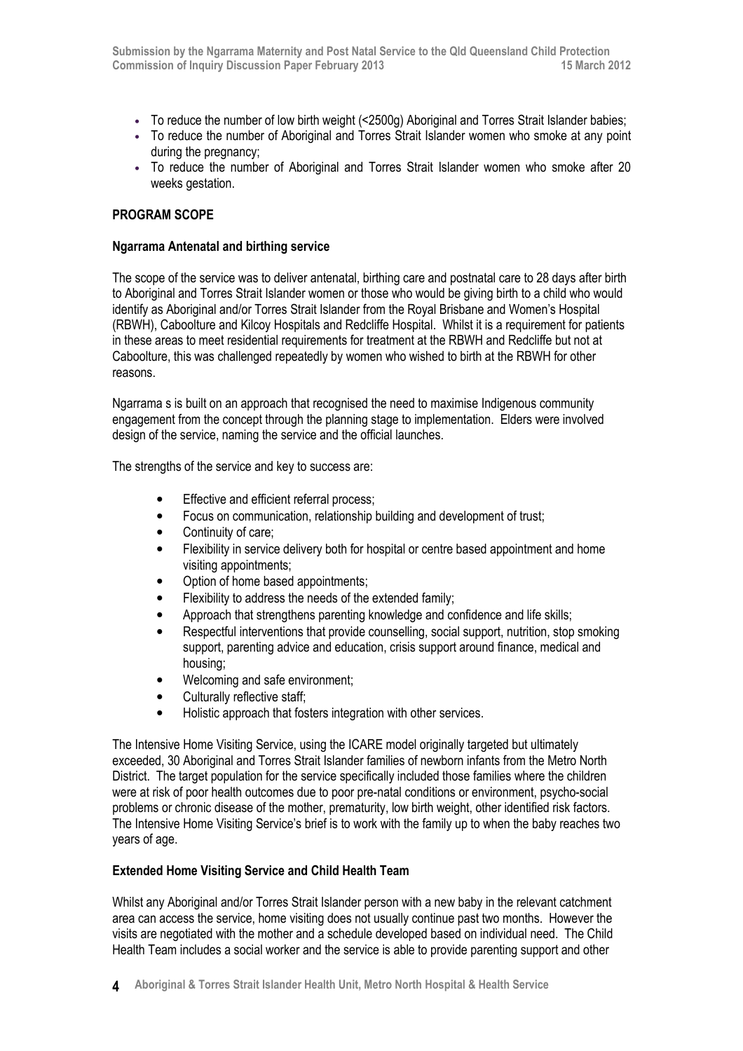- To reduce the number of low birth weight (<2500g) Aboriginal and Torres Strait Islander babies;
- To reduce the number of Aboriginal and Torres Strait Islander women who smoke at any point during the pregnancy;
- To reduce the number of Aboriginal and Torres Strait Islander women who smoke after 20 weeks gestation.

**PROGRAM SCOPE**

**Ngarrama Antenatal and birthing service**

The scope of the service was to deliver antenatal, birthing care and postnatal care to 28 days after birth to Aboriginal and Torres Strait Islander women or those who would be giving birth to a child who would identify as Aboriginal and/or Torres Strait Islander from the Royal Brisbane and Women's Hospital (RBWH), Caboolture and Kilcoy Hospitals and Redcliffe Hospital. Whilst it is a requirement for patients in these areas to meet residential requirements for treatment at the RBWH and Redcliffe but not at Caboolture, this was challenged repeatedly by women who wished to birth at the RBWH for other reasons.

Ngarrama s is built on an approach that recognised the need to maximise Indigenous community engagement from the concept through the planning stage to implementation. Elders were involved design of the service, naming the service and the official launches.

The strengths of the service and key to success are:

- Effective and efficient referral process;
- Focus on communication, relationship building and development of trust;
- Continuity of care;
- Flexibility in service delivery both for hospital or centre based appointment and home visiting appointments;
- Option of home based appointments;
- Flexibility to address the needs of the extended family;
- Approach that strengthens parenting knowledge and confidence and life skills;
- Respectful interventions that provide counselling, social support, nutrition, stop smoking support, parenting advice and education, crisis support around finance, medical and housing;
- Welcoming and safe environment;
- Culturally reflective staff;
- Holistic approach that fosters integration with other services.

The Intensive Home Visiting Service, using the ICARE model originally targeted but ultimately exceeded, 30 Aboriginal and Torres Strait Islander families of newborn infants from the Metro North District. The target population for the service specifically included those families where the children were at risk of poor health outcomes due to poor pre-natal conditions or environment, psycho-social problems or chronic disease of the mother, prematurity, low birth weight, other identified risk factors. The Intensive Home Visiting Service's brief is to work with the family up to when the baby reaches two years of age.

**Extended Home Visiting Service and Child Health Team**

Whilst any Aboriginal and/or Torres Strait Islander person with a new baby in the relevant catchment area can access the service, home visiting does not usually continue past two months. However the visits are negotiated with the mother and a schedule developed based on individual need. The Child Health Team includes a social worker and the service is able to provide parenting support and other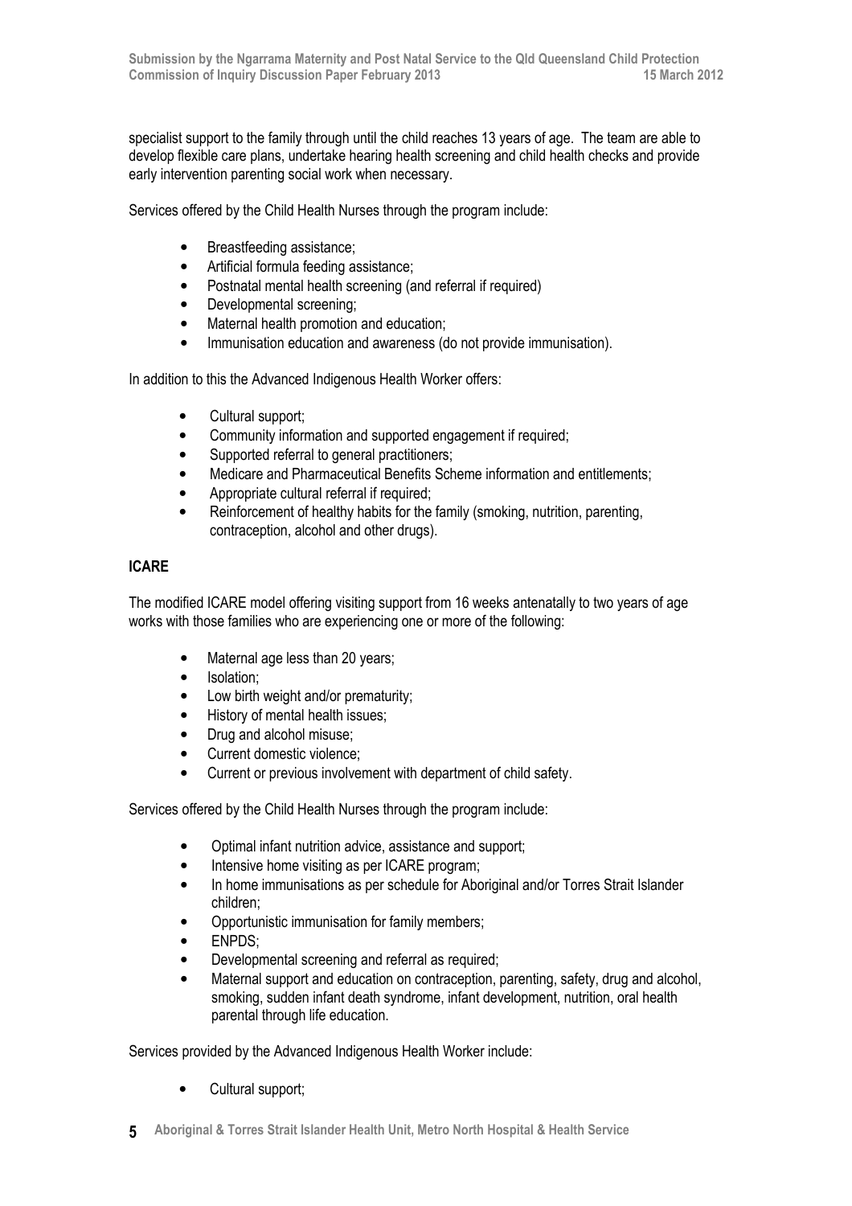specialist support to the family through until the child reaches 13 years of age. The team are able to develop flexible care plans, undertake hearing health screening and child health checks and provide early intervention parenting social work when necessary.

Services offered by the Child Health Nurses through the program include:

- Breastfeeding assistance;
- Artificial formula feeding assistance;
- Postnatal mental health screening (and referral if required)
- Developmental screening;
- Maternal health promotion and education;
- Immunisation education and awareness (do not provide immunisation).

In addition to this the Advanced Indigenous Health Worker offers:

- Cultural support;
- Community information and supported engagement if required;
- Supported referral to general practitioners;
- Medicare and Pharmaceutical Benefits Scheme information and entitlements;
- Appropriate cultural referral if required;
- Reinforcement of healthy habits for the family (smoking, nutrition, parenting, contraception, alcohol and other drugs).

**ICARE**

The modified ICARE model offering visiting support from 16 weeks antenatally to two years of age works with those families who are experiencing one or more of the following:

- Maternal age less than 20 years;
- Isolation;
- Low birth weight and/or prematurity;
- History of mental health issues;
- Drug and alcohol misuse;
- Current domestic violence;
- Current or previous involvement with department of child safety.

Services offered by the Child Health Nurses through the program include:

- Optimal infant nutrition advice, assistance and support;
- Intensive home visiting as per ICARE program;
- In home immunisations as per schedule for Aboriginal and/or Torres Strait Islander children;
- Opportunistic immunisation for family members;
- ENPDS;
- Developmental screening and referral as required;
- Maternal support and education on contraception, parenting, safety, drug and alcohol, smoking, sudden infant death syndrome, infant development, nutrition, oral health parental through life education.

Services provided by the Advanced Indigenous Health Worker include:

- Cultural support;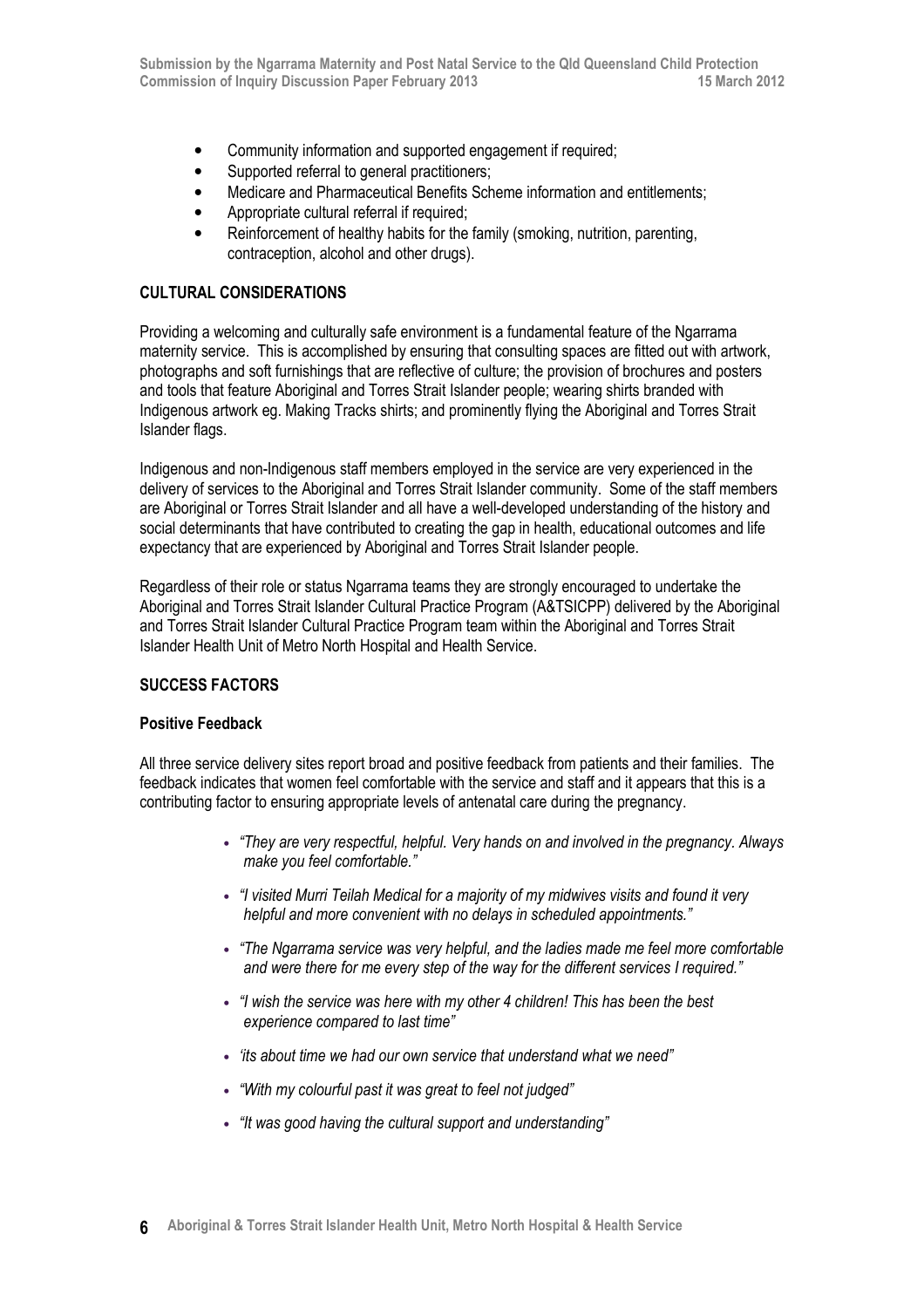- Community information and supported engagement if required;
- Supported referral to general practitioners;
- Medicare and Pharmaceutical Benefits Scheme information and entitlements;
- Appropriate cultural referral if required;
- Reinforcement of healthy habits for the family (smoking, nutrition, parenting, contraception, alcohol and other drugs).

## CULTURAL CONSIDERATIONS

Providing a welcoming and culturally safe environment is a fundamental feature of the Ngarrama maternity service. This is accomplished by ensuring that consulting spaces are fitted out with artwork, photographs and soft furnishings that are reflective of culture; the provision of brochures and posters and tools that feature Aboriginal and Torres Strait Islander people; wearing shirts branded with Indigenous artwork eg. Making Tracks shirts; and prominently flying the Aboriginal and Torres Strait Islander flags.

Indigenous and non-Indigenous staff members employed in the service are very experienced in the delivery of services to the Aboriginal and Torres Strait Islander community. Some of the staff members are Aboriginal or Torres Strait Islander and all have a well-developed understanding of the history and social determinants that have contributed to creating the gap in health, educational outcomes and life expectancy that are experienced by Aboriginal and Torres Strait Islander people.

Regardless of their role or status Ngarrama teams they are strongly encouraged to undertake the Aboriginal and Torres Strait Islander Cultural Practice Program (A&TSICPP) delivered by the Aboriginal and Torres Strait Islander Cultural Practice Program team within the Aboriginal and Torres Strait Islander Health Unit of Metro North Hospital and Health Service.

## SUCCESS FACTORS

### Positive Feedback

All three service delivery sites report broad and positive feedback from patients and their families. The feedback indicates that women feel comfortable with the service and staff and it appears that this is a contributing factor to ensuring appropriate levels of antenatal care during the pregnancy.

- *"They are very respectful, helpful. Very hands on and involved in the pregnancy. Always make you feel comfortable."*
- *"I visited Murri Teilah Medical for a majority of my midwives visits and found it very helpful and more convenient with no delays in scheduled appointments."*
- *"The Ngarrama service was very helpful, and the ladies made me feel more comfortable and were there for me every step of the way for the different services I required."*
- *"I wish the service was here with my other 4 children! This has been the best experience compared to last time"*
- *'its about time we had our own service that understand what we need"*
- *"With my colourful past it was great to feel not judged"*
- *"It was good having the cultural support and understanding"*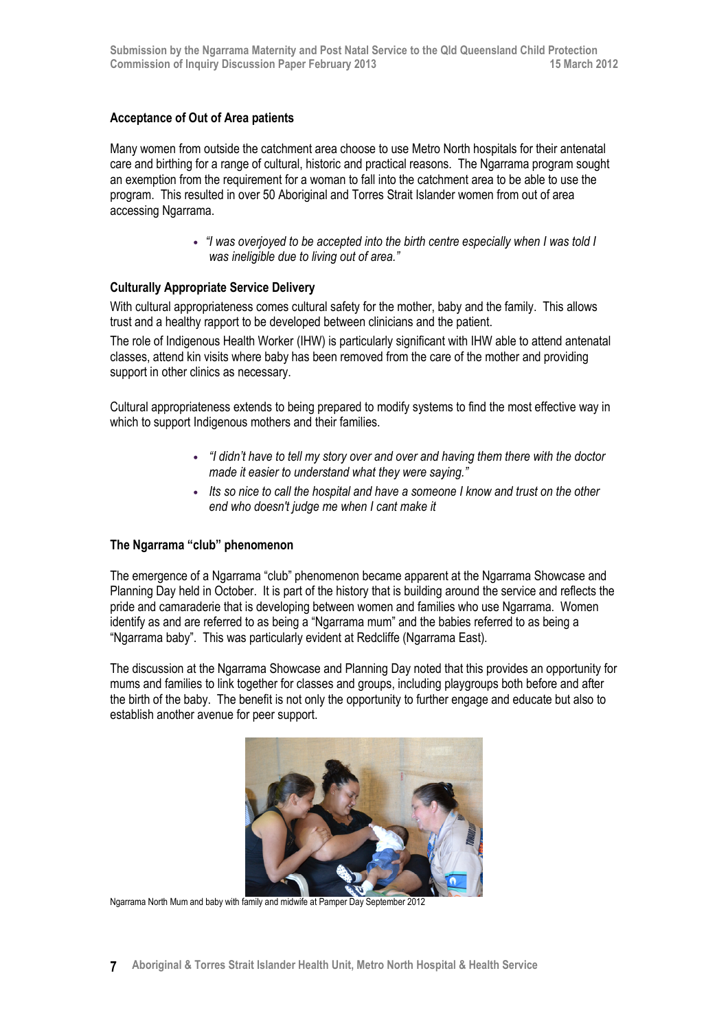**Acceptance of Out of Area patients**

Many women from outside the catchment area choose to use Metro North hospitals for their antenatal care and birthing for a range of cultural, historic and practical reasons. The Ngarrama program sought an exemption from the requirement for a woman to fall into the catchment area to be able to use the program. This resulted in over 50 Aboriginal and Torres Strait Islander women from out of area accessing Ngarrama.

- *"I was overjoyed to be accepted into the birth centre especially when I was told I was ineligible due to living out of area."*

**Culturally Appropriate Service Delivery**

With cultural appropriateness comes cultural safety for the mother, baby and the family. This allows trust and a healthy rapport to be developed between clinicians and the patient.

The role of Indigenous Health Worker (IHW) is particularly significant with IHW able to attend antenatal classes, attend kin visits where baby has been removed from the care of the mother and providing support in other clinics as necessary.

Cultural appropriateness extends to being prepared to modify systems to find the most effective way in which to support Indigenous mothers and their families.

- *"I didn't have to tell my story over and over and having them there with the doctor made it easier to understand what they were saying."*
- *Its so nice to call the hospital and have a someone I know and trust on the other end who doesn't judge me when I cant make it*

**The Ngarrama "club" phenomenon**

The emergence of a Ngarrama "club" phenomenon became apparent at the Ngarrama Showcase and Planning Day held in October. It is part of the history that is building around the service and reflects the pride and camaraderie that is developing between women and families who use Ngarrama. Women identify as and are referred to as being a "Ngarrama mum" and the babies referred to as being a "Ngarrama baby". This was particularly evident at Redcliffe (Ngarrama East).

The discussion at the Ngarrama Showcase and Planning Day noted that this provides an opportunity for mums and families to link together for classes and groups, including playgroups both before and after the birth of the baby. The benefit is not only the opportunity to further engage and educate but also to establish another avenue for peer support.

Ngarrama North Mum and baby with family and midwife at Pamper Day September 2012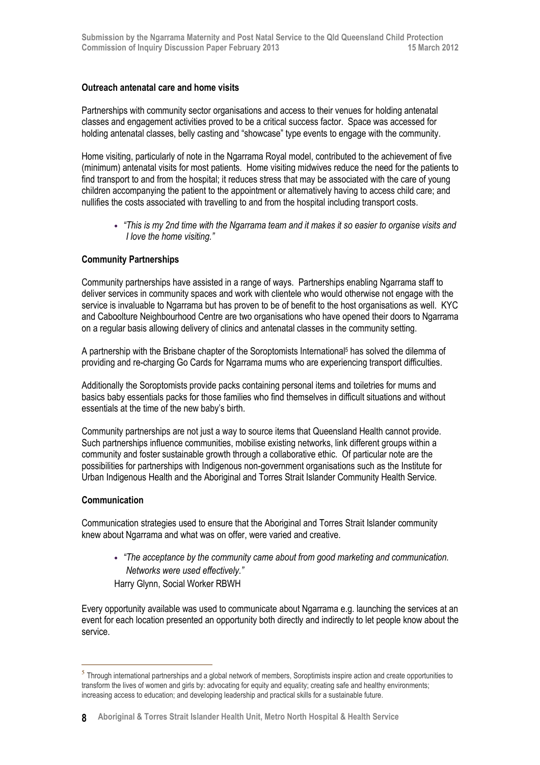**Outreach antenatal care and home visits**

Partnerships with community sector organisations and access to their venues for holding antenatal classes and engagement activities proved to be a critical success factor. Space was accessed for holding antenatal classes, belly casting and "showcase" type events to engage with the community.

Home visiting, particularly of note in the Ngarrama Royal model, contributed to the achievement of five (minimum) antenatal visits for most patients. Home visiting midwives reduce the need for the patients to find transport to and from the hospital; it reduces stress that may be associated with the care of young children accompanying the patient to the appointment or alternatively having to access child care; and nullifies the costs associated with travelling to and from the hospital including transport costs.

- *"This is my 2nd time with the Ngarrama team and it makes it so easier to organise visits and I love the home visiting."*

**Community Partnerships**

Community partnerships have assisted in a range of ways. Partnerships enabling Ngarrama staff to deliver services in community spaces and work with clientele who would otherwise not engage with the service is invaluable to Ngarrama but has proven to be of benefit to the host organisations as well. KYC and Caboolture Neighbourhood Centre are two organisations who have opened their doors to Ngarrama on a regular basis allowing delivery of clinics and antenatal classes in the community setting.

A partnership with the Brisbane chapter of the Soroptomists International[5] has solved the dilemma of providing and re-charging Go Cards for Ngarrama mums who are experiencing transport difficulties.

Additionally the Soroptomists provide packs containing personal items and toiletries for mums and basics baby essentials packs for those families who find themselves in difficult situations and without essentials at the time of the new baby's birth.

Community partnerships are not just a way to source items that Queensland Health cannot provide. Such partnerships influence communities, mobilise existing networks, link different groups within a community and foster sustainable growth through a collaborative ethic. Of particular note are the possibilities for partnerships with Indigenous non-government organisations such as the Institute for Urban Indigenous Health and the Aboriginal and Torres Strait Islander Community Health Service.

**Communication**

Communication strategies used to ensure that the Aboriginal and Torres Strait Islander community knew about Ngarrama and what was on offer, were varied and creative.

- *"The acceptance by the community came about from good marketing and communication. Networks were used effectively."*

  Harry Glynn, Social Worker RBWH

Every opportunity available was used to communicate about Ngarrama e.g. launching the services at an event for each location presented an opportunity both directly and indirectly to let people know about the service.

---

[5] Through international partnerships and a global network of members, Soroptimists inspire action and create opportunities to transform the lives of women and girls by: advocating for equity and equality; creating safe and healthy environments; increasing access to education; and developing leadership and practical skills for a sustainable future.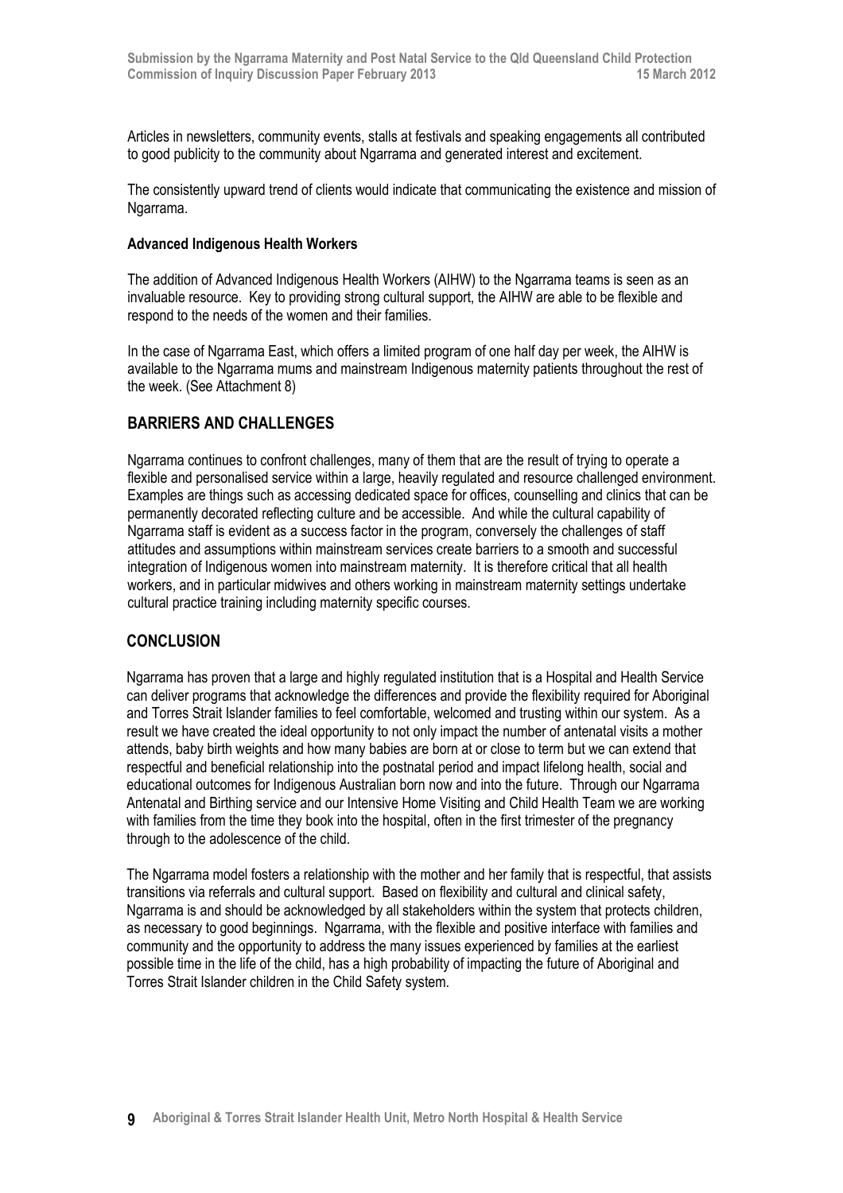Articles in newsletters, community events, stalls at festivals and speaking engagements all contributed to good publicity to the community about Ngarrama and generated interest and excitement.

The consistently upward trend of clients would indicate that communicating the existence and mission of Ngarrama.

**Advanced Indigenous Health Workers**

The addition of Advanced Indigenous Health Workers (AIHW) to the Ngarrama teams is seen as an invaluable resource. Key to providing strong cultural support, the AIHW are able to be flexible and respond to the needs of the women and their families.

In the case of Ngarrama East, which offers a limited program of one half day per week, the AIHW is available to the Ngarrama mums and mainstream Indigenous maternity patients throughout the rest of the week. (See Attachment 8)

## BARRIERS AND CHALLENGES

Ngarrama continues to confront challenges, many of them that are the result of trying to operate a flexible and personalised service within a large, heavily regulated and resource challenged environment. Examples are things such as accessing dedicated space for offices, counselling and clinics that can be permanently decorated reflecting culture and be accessible. And while the cultural capability of Ngarrama staff is evident as a success factor in the program, conversely the challenges of staff attitudes and assumptions within mainstream services create barriers to a smooth and successful integration of Indigenous women into mainstream maternity. It is therefore critical that all health workers, and in particular midwives and others working in mainstream maternity settings undertake cultural practice training including maternity specific courses.

## CONCLUSION

Ngarrama has proven that a large and highly regulated institution that is a Hospital and Health Service can deliver programs that acknowledge the differences and provide the flexibility required for Aboriginal and Torres Strait Islander families to feel comfortable, welcomed and trusting within our system. As a result we have created the ideal opportunity to not only impact the number of antenatal visits a mother attends, baby birth weights and how many babies are born at or close to term but we can extend that respectful and beneficial relationship into the postnatal period and impact lifelong health, social and educational outcomes for Indigenous Australian born now and into the future. Through our Ngarrama Antenatal and Birthing service and our Intensive Home Visiting and Child Health Team we are working with families from the time they book into the hospital, often in the first trimester of the pregnancy through to the adolescence of the child.

The Ngarrama model fosters a relationship with the mother and her family that is respectful, that assists transitions via referrals and cultural support. Based on flexibility and cultural and clinical safety, Ngarrama is and should be acknowledged by all stakeholders within the system that protects children, as necessary to good beginnings. Ngarrama, with the flexible and positive interface with families and community and the opportunity to address the many issues experienced by families at the earliest possible time in the life of the child, has a high probability of impacting the future of Aboriginal and Torres Strait Islander children in the Child Safety system.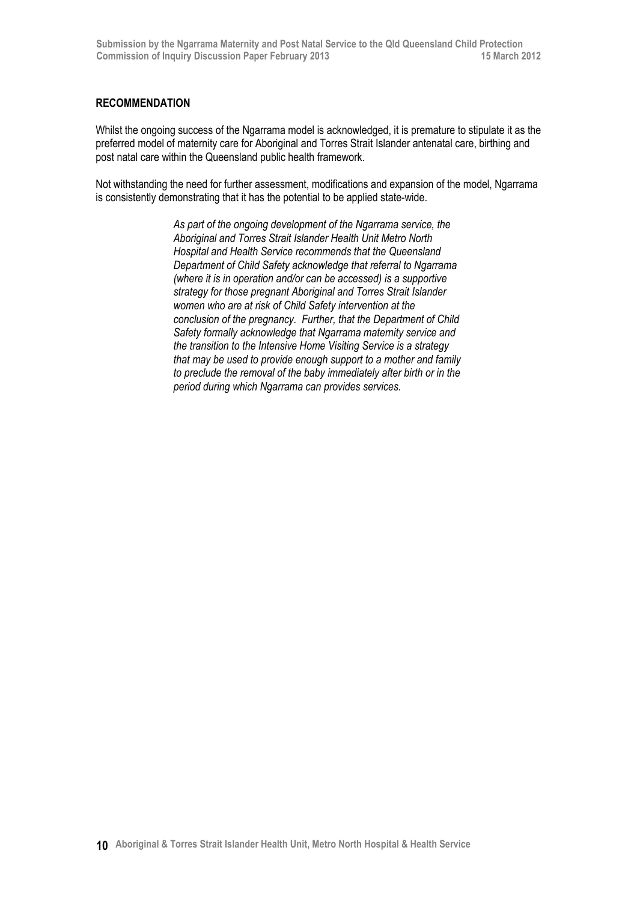**RECOMMENDATION**

Whilst the ongoing success of the Ngarrama model is acknowledged, it is premature to stipulate it as the preferred model of maternity care for Aboriginal and Torres Strait Islander antenatal care, birthing and post natal care within the Queensland public health framework.

Not withstanding the need for further assessment, modifications and expansion of the model, Ngarrama is consistently demonstrating that it has the potential to be applied state-wide.

> *As part of the ongoing development of the Ngarrama service, the Aboriginal and Torres Strait Islander Health Unit Metro North Hospital and Health Service recommends that the Queensland Department of Child Safety acknowledge that referral to Ngarrama (where it is in operation and/or can be accessed) is a supportive strategy for those pregnant Aboriginal and Torres Strait Islander women who are at risk of Child Safety intervention at the conclusion of the pregnancy. Further, that the Department of Child Safety formally acknowledge that Ngarrama maternity service and the transition to the Intensive Home Visiting Service is a strategy that may be used to provide enough support to a mother and family to preclude the removal of the baby immediately after birth or in the period during which Ngarrama can provides services.*